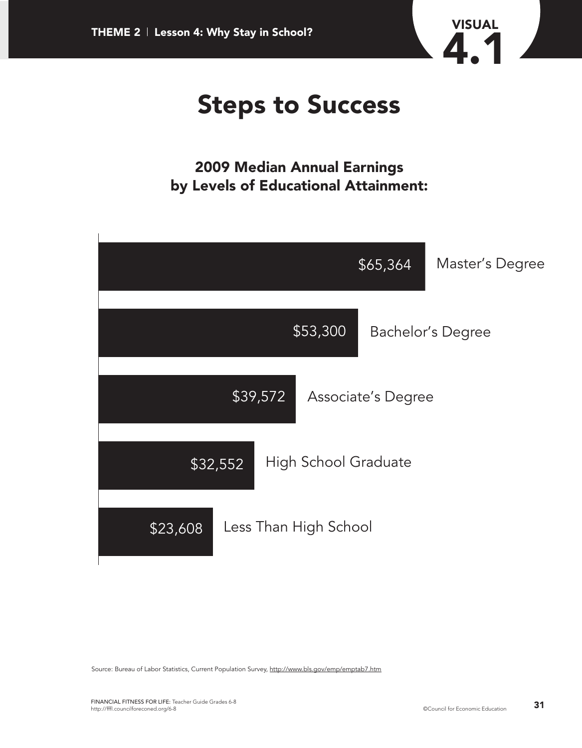# Steps to Success

## 2009 Median Annual Earnings by Levels of Educational Attainment:

$65,364 Master's Degree

$53,300 Bachelor's Degree

$39,572 Associate's Degree

$32,552 High School Graduate

$23,608 Less Than High School

Source: Bureau of Labor Statistics, Current Population Survey, http://www.bls.gov/emp/emptab7.htm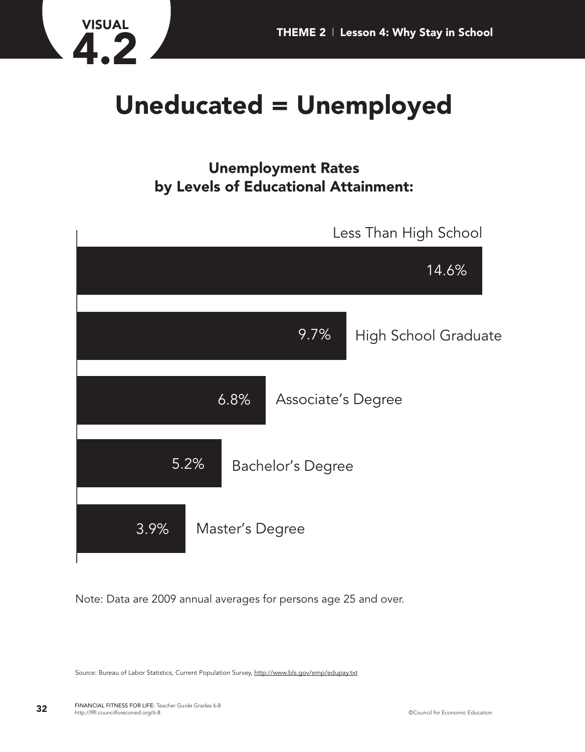VISUAL 4.2

# Uneducated = Unemployed

## Unemployment Rates by Levels of Educational Attainment:

Less Than High School
14.6%

9.7%
High School Graduate

6.8%
Associate's Degree

5.2%
Bachelor's Degree

3.9%
Master's Degree

Note: Data are 2009 annual averages for persons age 25 and over.

Source: Bureau of Labor Statistics, Current Population Survey, http://www.bls.gov/emp/edupay.txt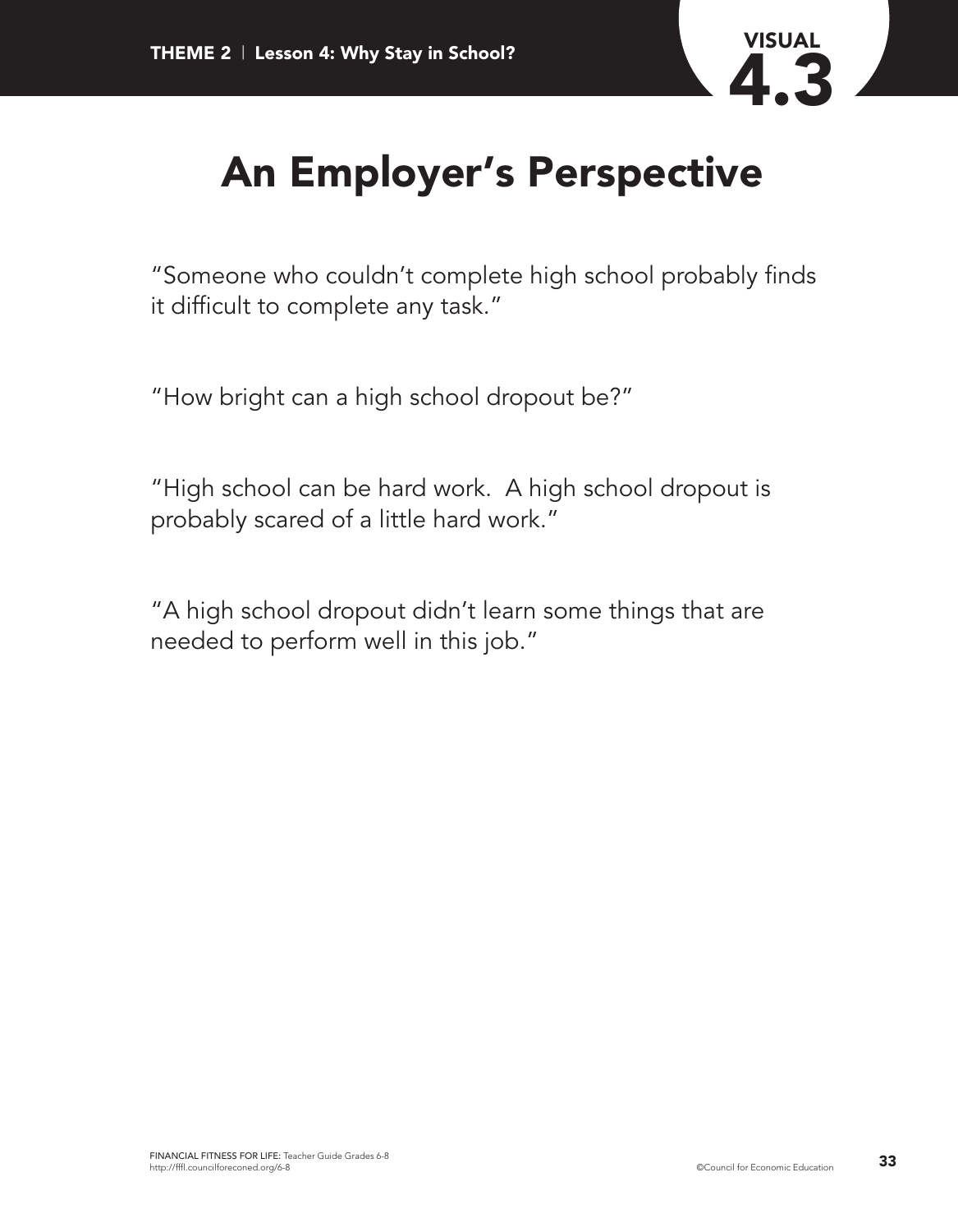# An Employer's Perspective

"Someone who couldn't complete high school probably finds it difficult to complete any task."

"How bright can a high school dropout be?"

"High school can be hard work. A high school dropout is probably scared of a little hard work."

"A high school dropout didn't learn some things that are needed to perform well in this job."